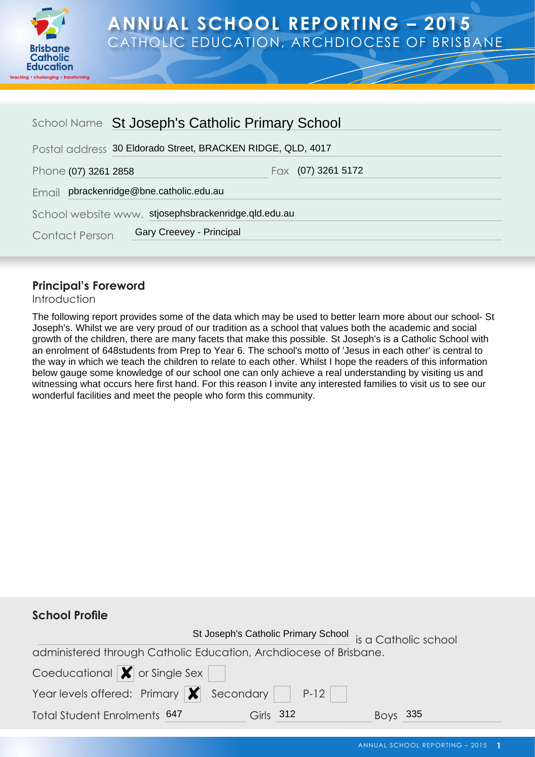# ANNUAL SCHOOL REPORTING – 2015

## CATHOLIC EDUCATION, ARCHDIOCESE OF BRISBANE

School Name: St Joseph's Catholic Primary School

Postal address: 30 Eldorado Street, BRACKEN RIDGE, QLD, 4017

Phone: (07) 3261 2858 Fax: (07) 3261 5172

Email: pbrackenridge@bne.catholic.edu.au

School website www. stjosephsbrackenridge.qld.edu.au

Contact Person: Gary Creevey - Principal

## Principal's Foreword

Introduction

The following report provides some of the data which may be used to better learn more about our school- St Joseph's. Whilst we are very proud of our tradition as a school that values both the academic and social growth of the children, there are many facets that make this possible. St Joseph's is a Catholic School with an enrolment of 648students from Prep to Year 6. The school's motto of 'Jesus in each other' is central to the way in which we teach the children to relate to each other. Whilst I hope the readers of this information below gauge some knowledge of our school one can only achieve a real understanding by visiting us and witnessing what occurs here first hand. For this reason I invite any interested families to visit us to see our wonderful facilities and meet the people who form this community.

## School Profile

St Joseph's Catholic Primary School is a Catholic school administered through Catholic Education, Archdiocese of Brisbane.

Coeducational [X] or Single Sex [ ]

Year levels offered: Primary [X] Secondary [ ] P-12 [ ]

Total Student Enrolments 647 Girls 312 Boys 335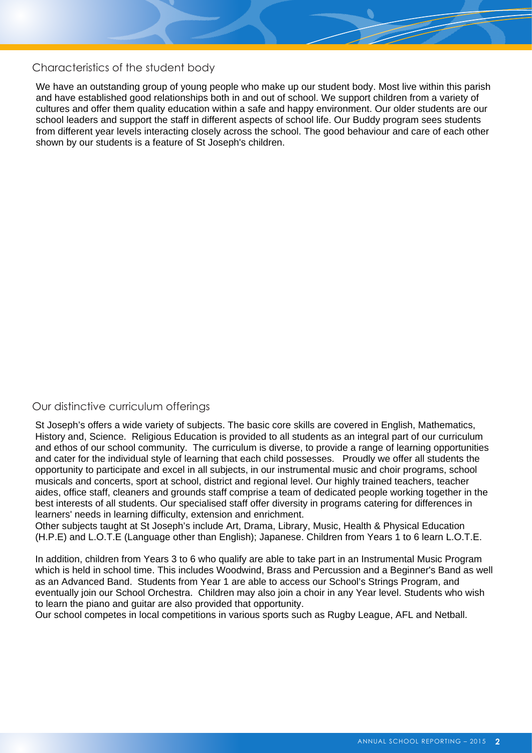## Characteristics of the student body

We have an outstanding group of young people who make up our student body. Most live within this parish and have established good relationships both in and out of school. We support children from a variety of cultures and offer them quality education within a safe and happy environment. Our older students are our school leaders and support the staff in different aspects of school life. Our Buddy program sees students from different year levels interacting closely across the school. The good behaviour and care of each other shown by our students is a feature of St Joseph's children.

## Our distinctive curriculum offerings

St Joseph's offers a wide variety of subjects. The basic core skills are covered in English, Mathematics, History and, Science. Religious Education is provided to all students as an integral part of our curriculum and ethos of our school community. The curriculum is diverse, to provide a range of learning opportunities and cater for the individual style of learning that each child possesses. Proudly we offer all students the opportunity to participate and excel in all subjects, in our instrumental music and choir programs, school musicals and concerts, sport at school, district and regional level. Our highly trained teachers, teacher aides, office staff, cleaners and grounds staff comprise a team of dedicated people working together in the best interests of all students. Our specialised staff offer diversity in programs catering for differences in learners' needs in learning difficulty, extension and enrichment.
Other subjects taught at St Joseph's include Art, Drama, Library, Music, Health & Physical Education (H.P.E) and L.O.T.E (Language other than English); Japanese. Children from Years 1 to 6 learn L.O.T.E.

In addition, children from Years 3 to 6 who qualify are able to take part in an Instrumental Music Program which is held in school time. This includes Woodwind, Brass and Percussion and a Beginner's Band as well as an Advanced Band. Students from Year 1 are able to access our School's Strings Program, and eventually join our School Orchestra. Children may also join a choir in any Year level. Students who wish to learn the piano and guitar are also provided that opportunity.
Our school competes in local competitions in various sports such as Rugby League, AFL and Netball.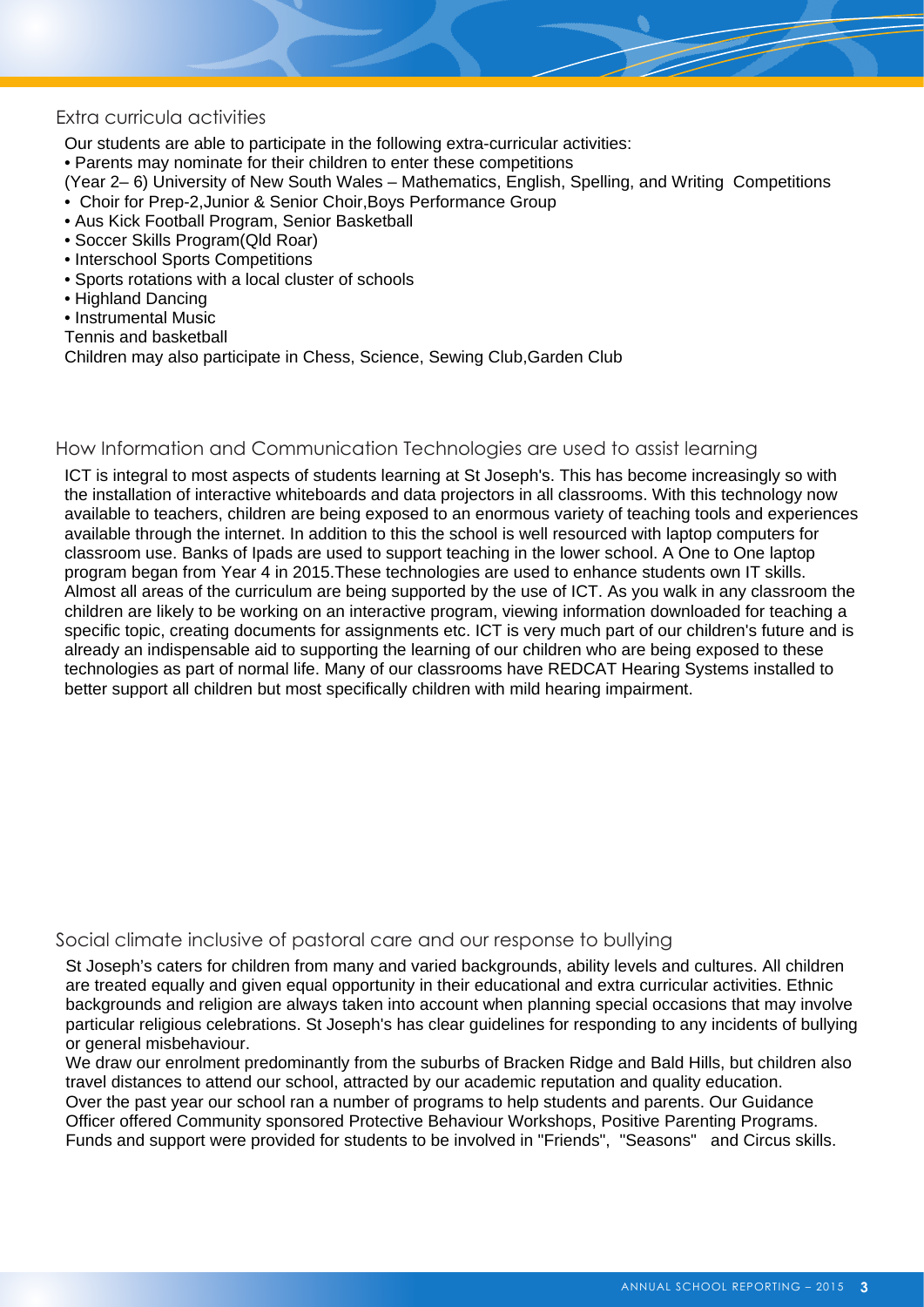## Extra curricula activities

Our students are able to participate in the following extra-curricular activities:

- Parents may nominate for their children to enter these competitions

(Year 2– 6) University of New South Wales – Mathematics, English, Spelling, and Writing Competitions

- Choir for Prep-2,Junior & Senior Choir,Boys Performance Group
- Aus Kick Football Program, Senior Basketball
- Soccer Skills Program(Qld Roar)
- Interschool Sports Competitions
- Sports rotations with a local cluster of schools
- Highland Dancing
- Instrumental Music

Tennis and basketball

Children may also participate in Chess, Science, Sewing Club,Garden Club

## How Information and Communication Technologies are used to assist learning

ICT is integral to most aspects of students learning at St Joseph's. This has become increasingly so with the installation of interactive whiteboards and data projectors in all classrooms. With this technology now available to teachers, children are being exposed to an enormous variety of teaching tools and experiences available through the internet. In addition to this the school is well resourced with laptop computers for classroom use. Banks of Ipads are used to support teaching in the lower school. A One to One laptop program began from Year 4 in 2015.These technologies are used to enhance students own IT skills. Almost all areas of the curriculum are being supported by the use of ICT. As you walk in any classroom the children are likely to be working on an interactive program, viewing information downloaded for teaching a specific topic, creating documents for assignments etc. ICT is very much part of our children's future and is already an indispensable aid to supporting the learning of our children who are being exposed to these technologies as part of normal life. Many of our classrooms have REDCAT Hearing Systems installed to better support all children but most specifically children with mild hearing impairment.

## Social climate inclusive of pastoral care and our response to bullying

St Joseph's caters for children from many and varied backgrounds, ability levels and cultures. All children are treated equally and given equal opportunity in their educational and extra curricular activities. Ethnic backgrounds and religion are always taken into account when planning special occasions that may involve particular religious celebrations. St Joseph's has clear guidelines for responding to any incidents of bullying or general misbehaviour.

We draw our enrolment predominantly from the suburbs of Bracken Ridge and Bald Hills, but children also travel distances to attend our school, attracted by our academic reputation and quality education.

Over the past year our school ran a number of programs to help students and parents. Our Guidance Officer offered Community sponsored Protective Behaviour Workshops, Positive Parenting Programs. Funds and support were provided for students to be involved in "Friends", "Seasons" and Circus skills.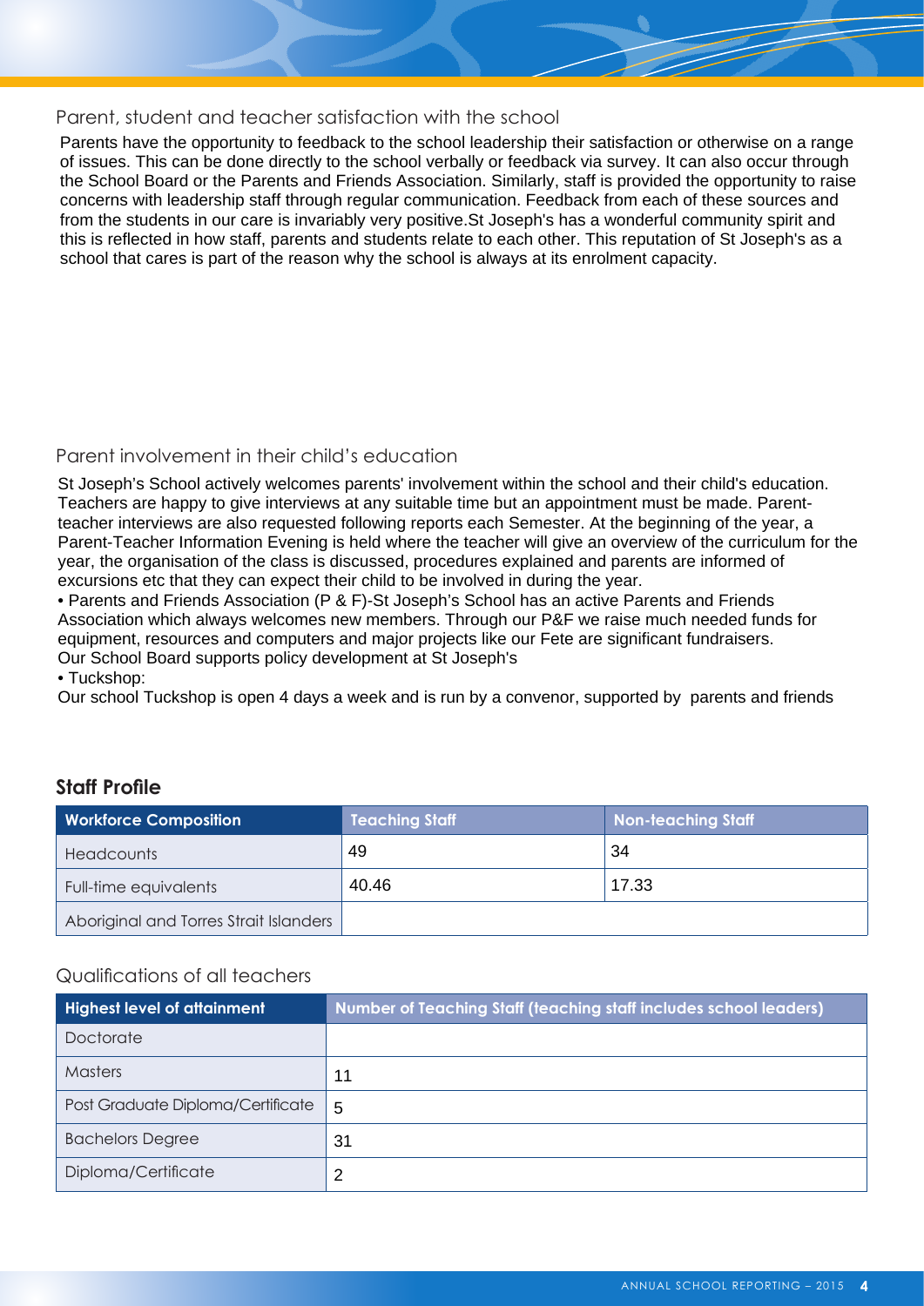## Parent, student and teacher satisfaction with the school

Parents have the opportunity to feedback to the school leadership their satisfaction or otherwise on a range of issues. This can be done directly to the school verbally or feedback via survey. It can also occur through the School Board or the Parents and Friends Association. Similarly, staff is provided the opportunity to raise concerns with leadership staff through regular communication. Feedback from each of these sources and from the students in our care is invariably very positive.St Joseph's has a wonderful community spirit and this is reflected in how staff, parents and students relate to each other. This reputation of St Joseph's as a school that cares is part of the reason why the school is always at its enrolment capacity.

## Parent involvement in their child's education

St Joseph's School actively welcomes parents' involvement within the school and their child's education. Teachers are happy to give interviews at any suitable time but an appointment must be made. Parent-teacher interviews are also requested following reports each Semester. At the beginning of the year, a Parent-Teacher Information Evening is held where the teacher will give an overview of the curriculum for the year, the organisation of the class is discussed, procedures explained and parents are informed of excursions etc that they can expect their child to be involved in during the year.

• Parents and Friends Association (P & F)-St Joseph's School has an active Parents and Friends Association which always welcomes new members. Through our P&F we raise much needed funds for equipment, resources and computers and major projects like our Fete are significant fundraisers.
Our School Board supports policy development at St Joseph's

• Tuckshop:
Our school Tuckshop is open 4 days a week and is run by a convenor, supported by parents and friends

## Staff Profile

| Workforce Composition | Teaching Staff | Non-teaching Staff |
|---|---|---|
| Headcounts | 49 | 34 |
| Full-time equivalents | 40.46 | 17.33 |
| Aboriginal and Torres Strait Islanders | | |

### Qualifications of all teachers

| Highest level of attainment | Number of Teaching Staff (teaching staff includes school leaders) |
|---|---|
| Doctorate | |
| Masters | 11 |
| Post Graduate Diploma/Certificate | 5 |
| Bachelors Degree | 31 |
| Diploma/Certificate | 2 |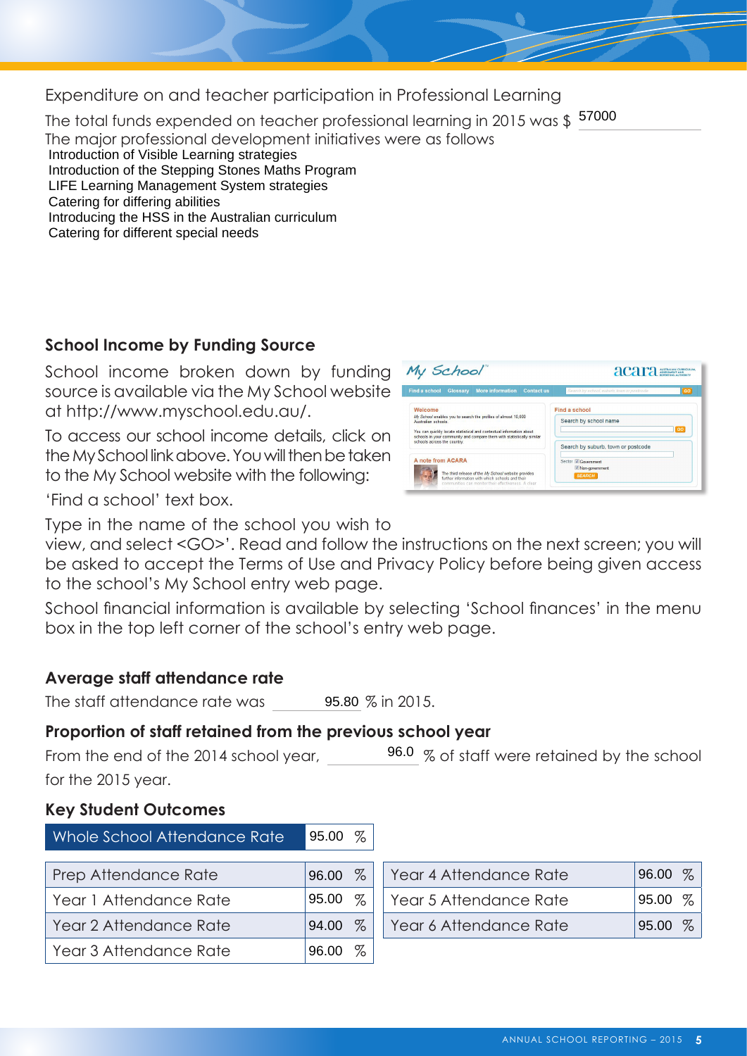## Expenditure on and teacher participation in Professional Learning

The total funds expended on teacher professional learning in 2015 was $ 57000

The major professional development initiatives were as follows

- Introduction of Visible Learning strategies
- Introduction of the Stepping Stones Maths Program
- LIFE Learning Management System strategies
- Catering for differing abilities
- Introducing the HSS in the Australian curriculum
- Catering for different special needs

### School Income by Funding Source

School income broken down by funding source is available via the My School website at http://www.myschool.edu.au/.

To access our school income details, click on the My School link above. You will then be taken to the My School website with the following:

'Find a school' text box.

Type in the name of the school you wish to view, and select <GO>'. Read and follow the instructions on the next screen; you will be asked to accept the Terms of Use and Privacy Policy before being given access to the school's My School entry web page.

School financial information is available by selecting 'School finances' in the menu box in the top left corner of the school's entry web page.

### Average staff attendance rate

The staff attendance rate was 95.80 % in 2015.

### Proportion of staff retained from the previous school year

From the end of the 2014 school year, 96.0 % of staff were retained by the school for the 2015 year.

### Key Student Outcomes

| Whole School Attendance Rate | 95.00 % |
|---|---|

| Attendance Rate | % | Attendance Rate | % |
|---|---|---|---|
| Prep Attendance Rate | 96.00 % | Year 4 Attendance Rate | 96.00 % |
| Year 1 Attendance Rate | 95.00 % | Year 5 Attendance Rate | 95.00 % |
| Year 2 Attendance Rate | 94.00 % | Year 6 Attendance Rate | 95.00 % |
| Year 3 Attendance Rate | 96.00 % | | |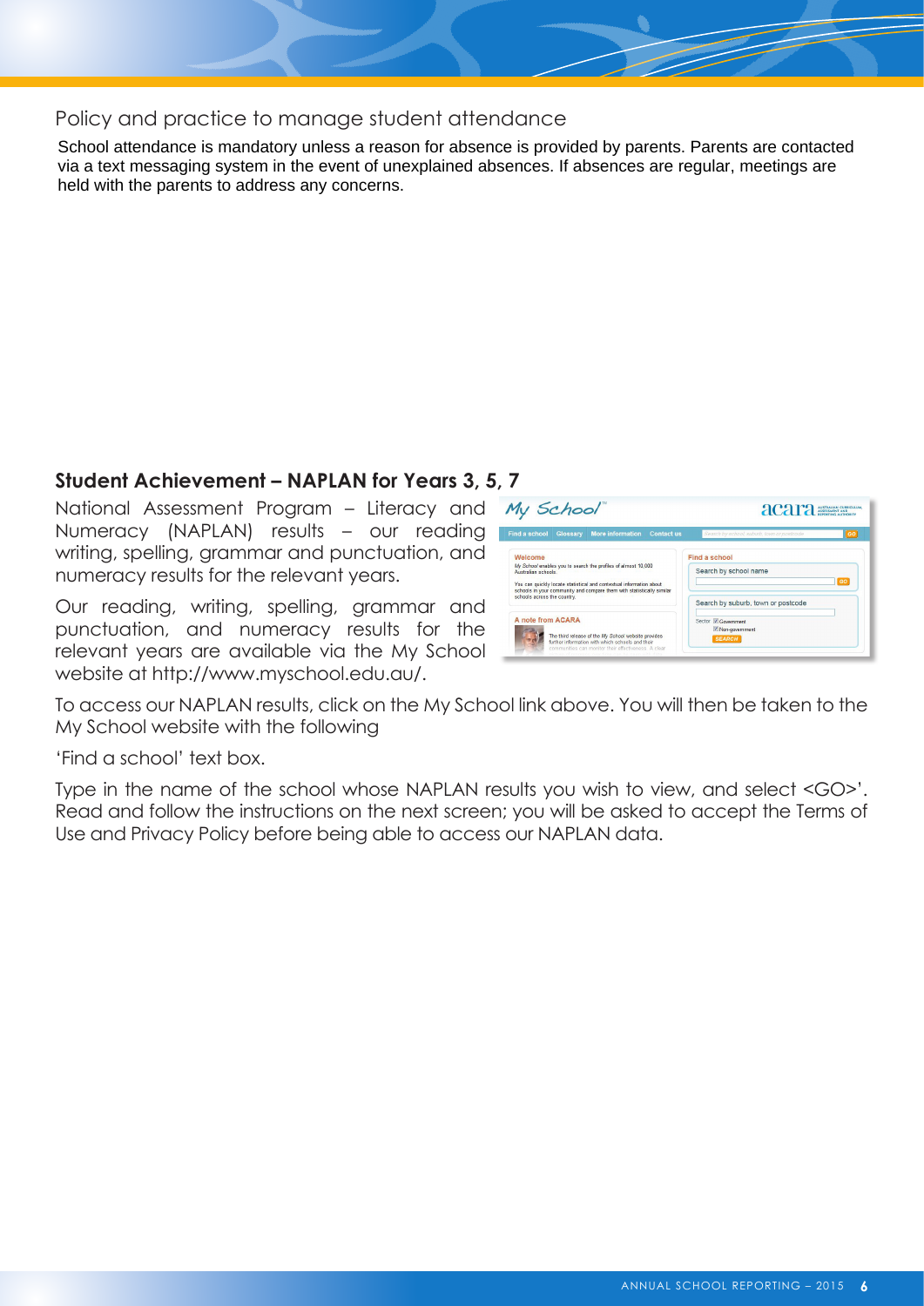## Policy and practice to manage student attendance

School attendance is mandatory unless a reason for absence is provided by parents. Parents are contacted via a text messaging system in the event of unexplained absences. If absences are regular, meetings are held with the parents to address any concerns.

## Student Achievement – NAPLAN for Years 3, 5, 7

National Assessment Program – Literacy and Numeracy (NAPLAN) results – our reading writing, spelling, grammar and punctuation, and numeracy results for the relevant years.

Our reading, writing, spelling, grammar and punctuation, and numeracy results for the relevant years are available via the My School website at http://www.myschool.edu.au/.

To access our NAPLAN results, click on the My School link above. You will then be taken to the My School website with the following

'Find a school' text box.

Type in the name of the school whose NAPLAN results you wish to view, and select <GO>'. Read and follow the instructions on the next screen; you will be asked to accept the Terms of Use and Privacy Policy before being able to access our NAPLAN data.